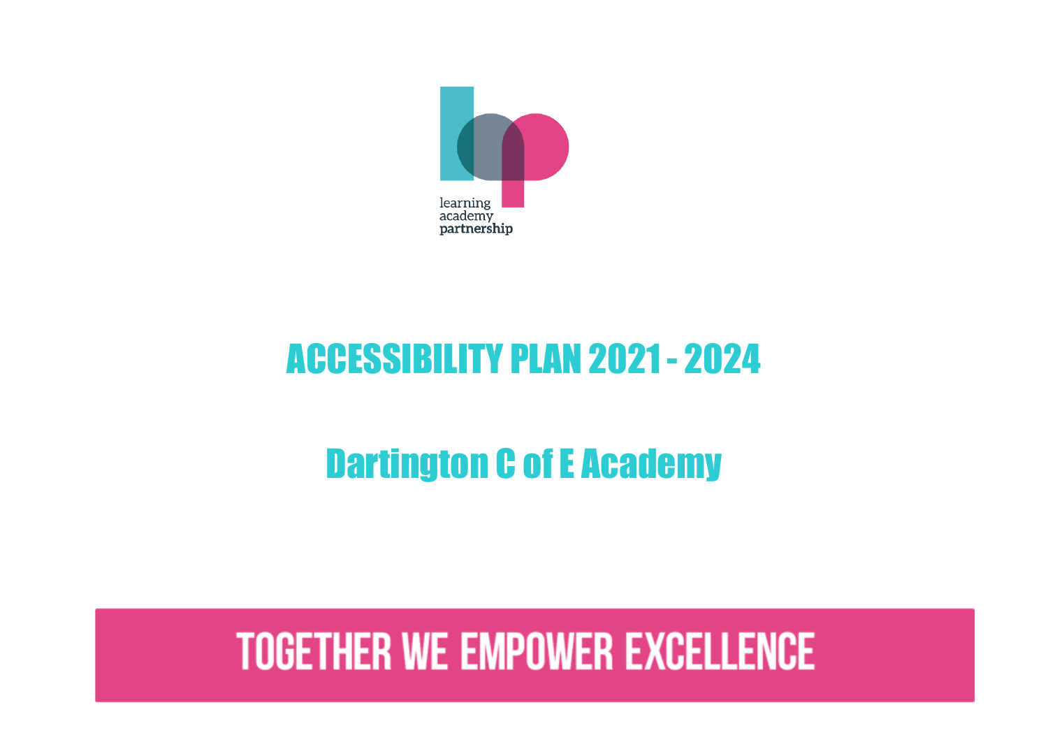learning academy partnership

# ACCESSIBILITY PLAN 2021 - 2024

## Dartington C of E Academy

**TOGETHER WE EMPOWER EXCELLENCE**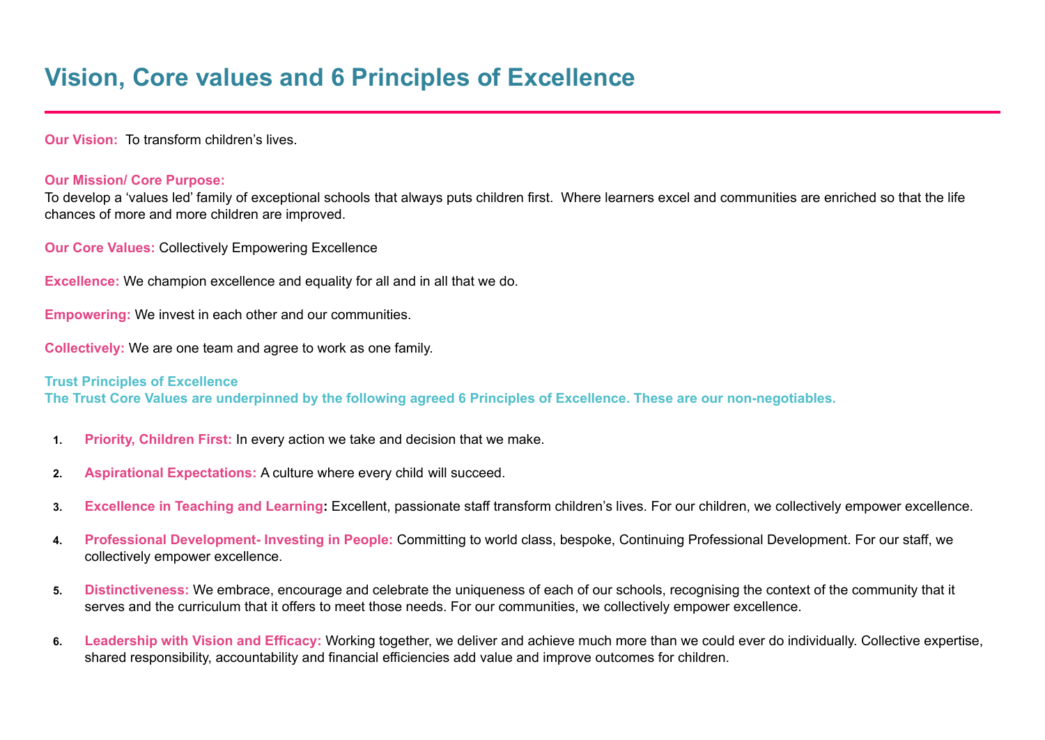# Vision, Core values and 6 Principles of Excellence

**Our Vision:** To transform children's lives.

**Our Mission/ Core Purpose:**
To develop a 'values led' family of exceptional schools that always puts children first. Where learners excel and communities are enriched so that the life chances of more and more children are improved.

**Our Core Values:** Collectively Empowering Excellence

**Excellence:** We champion excellence and equality for all and in all that we do.

**Empowering:** We invest in each other and our communities.

**Collectively:** We are one team and agree to work as one family.

**Trust Principles of Excellence**
**The Trust Core Values are underpinned by the following agreed 6 Principles of Excellence. These are our non-negotiables.**

1. **Priority, Children First:** In every action we take and decision that we make.
2. **Aspirational Expectations:** A culture where every child will succeed.
3. **Excellence in Teaching and Learning:** Excellent, passionate staff transform children's lives. For our children, we collectively empower excellence.
4. **Professional Development- Investing in People:** Committing to world class, bespoke, Continuing Professional Development. For our staff, we collectively empower excellence.
5. **Distinctiveness:** We embrace, encourage and celebrate the uniqueness of each of our schools, recognising the context of the community that it serves and the curriculum that it offers to meet those needs. For our communities, we collectively empower excellence.
6. **Leadership with Vision and Efficacy:** Working together, we deliver and achieve much more than we could ever do individually. Collective expertise, shared responsibility, accountability and financial efficiencies add value and improve outcomes for children.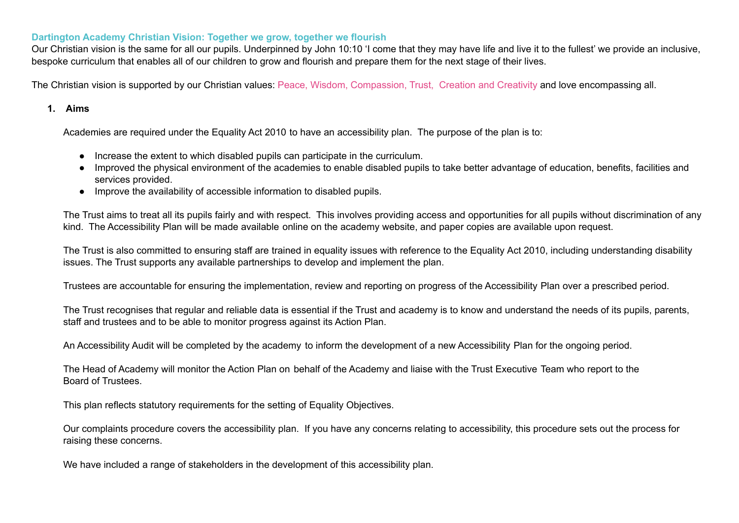**Dartington Academy Christian Vision: Together we grow, together we flourish**

Our Christian vision is the same for all our pupils. Underpinned by John 10:10 'I come that they may have life and live it to the fullest' we provide an inclusive, bespoke curriculum that enables all of our children to grow and flourish and prepare them for the next stage of their lives.

The Christian vision is supported by our Christian values: Peace, Wisdom, Compassion, Trust, Creation and Creativity and love encompassing all.

## 1. Aims

Academies are required under the Equality Act 2010 to have an accessibility plan. The purpose of the plan is to:

- Increase the extent to which disabled pupils can participate in the curriculum.
- Improved the physical environment of the academies to enable disabled pupils to take better advantage of education, benefits, facilities and services provided.
- Improve the availability of accessible information to disabled pupils.

The Trust aims to treat all its pupils fairly and with respect. This involves providing access and opportunities for all pupils without discrimination of any kind. The Accessibility Plan will be made available online on the academy website, and paper copies are available upon request.

The Trust is also committed to ensuring staff are trained in equality issues with reference to the Equality Act 2010, including understanding disability issues. The Trust supports any available partnerships to develop and implement the plan.

Trustees are accountable for ensuring the implementation, review and reporting on progress of the Accessibility Plan over a prescribed period.

The Trust recognises that regular and reliable data is essential if the Trust and academy is to know and understand the needs of its pupils, parents, staff and trustees and to be able to monitor progress against its Action Plan.

An Accessibility Audit will be completed by the academy to inform the development of a new Accessibility Plan for the ongoing period.

The Head of Academy will monitor the Action Plan on behalf of the Academy and liaise with the Trust Executive Team who report to the Board of Trustees.

This plan reflects statutory requirements for the setting of Equality Objectives.

Our complaints procedure covers the accessibility plan. If you have any concerns relating to accessibility, this procedure sets out the process for raising these concerns.

We have included a range of stakeholders in the development of this accessibility plan.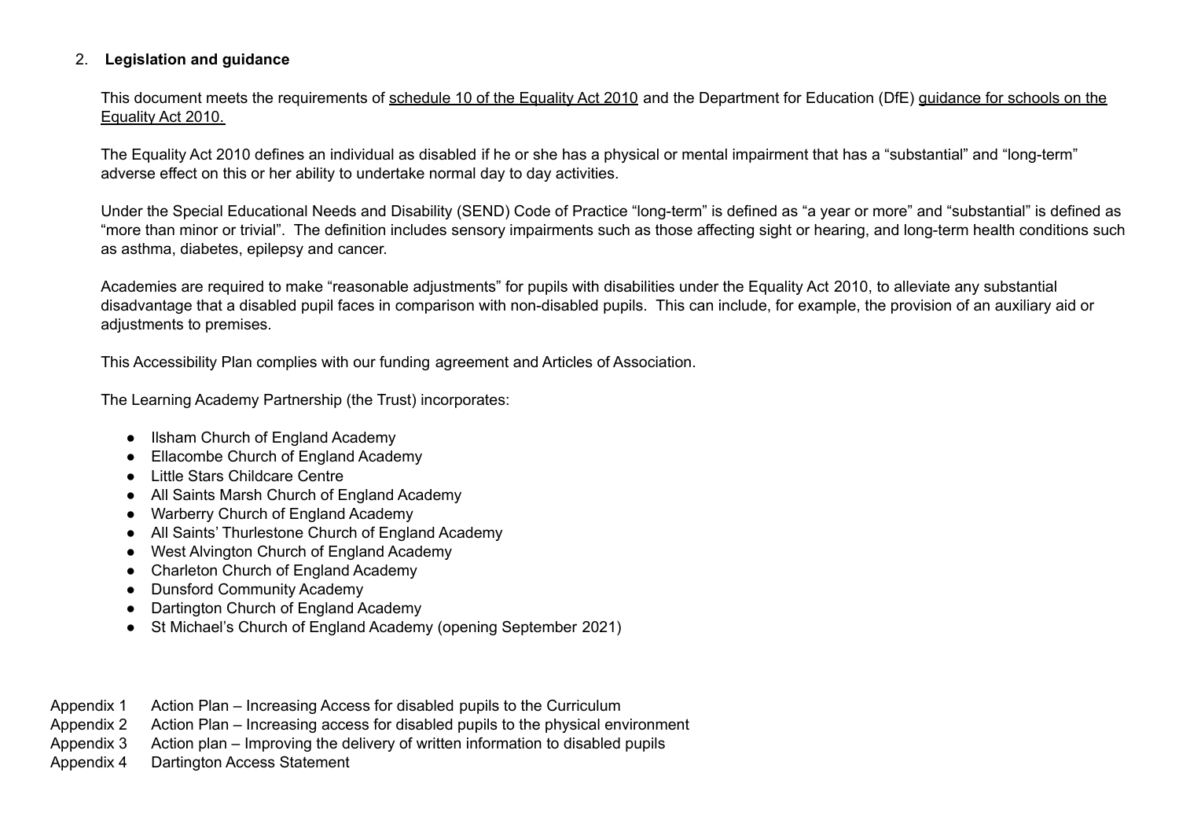## 2. **Legislation and guidance**

This document meets the requirements of schedule 10 of the Equality Act 2010 and the Department for Education (DfE) guidance for schools on the Equality Act 2010.

The Equality Act 2010 defines an individual as disabled if he or she has a physical or mental impairment that has a "substantial" and "long-term" adverse effect on this or her ability to undertake normal day to day activities.

Under the Special Educational Needs and Disability (SEND) Code of Practice "long-term" is defined as "a year or more" and "substantial" is defined as "more than minor or trivial". The definition includes sensory impairments such as those affecting sight or hearing, and long-term health conditions such as asthma, diabetes, epilepsy and cancer.

Academies are required to make "reasonable adjustments" for pupils with disabilities under the Equality Act 2010, to alleviate any substantial disadvantage that a disabled pupil faces in comparison with non-disabled pupils. This can include, for example, the provision of an auxiliary aid or adjustments to premises.

This Accessibility Plan complies with our funding agreement and Articles of Association.

The Learning Academy Partnership (the Trust) incorporates:

- Ilsham Church of England Academy
- Ellacombe Church of England Academy
- Little Stars Childcare Centre
- All Saints Marsh Church of England Academy
- Warberry Church of England Academy
- All Saints' Thurlestone Church of England Academy
- West Alvington Church of England Academy
- Charleton Church of England Academy
- Dunsford Community Academy
- Dartington Church of England Academy
- St Michael's Church of England Academy (opening September 2021)

Appendix 1 Action Plan – Increasing Access for disabled pupils to the Curriculum
Appendix 2 Action Plan – Increasing access for disabled pupils to the physical environment
Appendix 3 Action plan – Improving the delivery of written information to disabled pupils
Appendix 4 Dartington Access Statement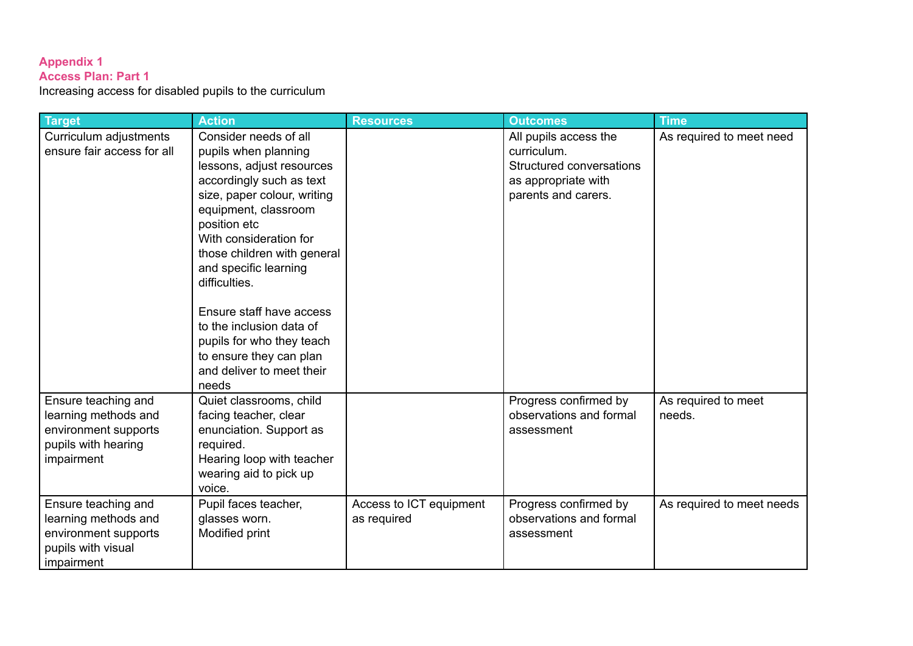**Appendix 1**
**Access Plan: Part 1**

Increasing access for disabled pupils to the curriculum

| Target | Action | Resources | Outcomes | Time |
|---|---|---|---|---|
| Curriculum adjustments ensure fair access for all | Consider needs of all pupils when planning lessons, adjust resources accordingly such as text size, paper colour, writing equipment, classroom position etc<br>With consideration for those children with general and specific learning difficulties.<br><br>Ensure staff have access to the inclusion data of pupils for who they teach to ensure they can plan and deliver to meet their needs | | All pupils access the curriculum.<br>Structured conversations as appropriate with parents and carers. | As required to meet need |
| Ensure teaching and learning methods and environment supports pupils with hearing impairment | Quiet classrooms, child facing teacher, clear enunciation. Support as required.<br>Hearing loop with teacher wearing aid to pick up voice. | | Progress confirmed by observations and formal assessment | As required to meet needs. |
| Ensure teaching and learning methods and environment supports pupils with visual impairment | Pupil faces teacher, glasses worn.<br>Modified print | Access to ICT equipment as required | Progress confirmed by observations and formal assessment | As required to meet needs |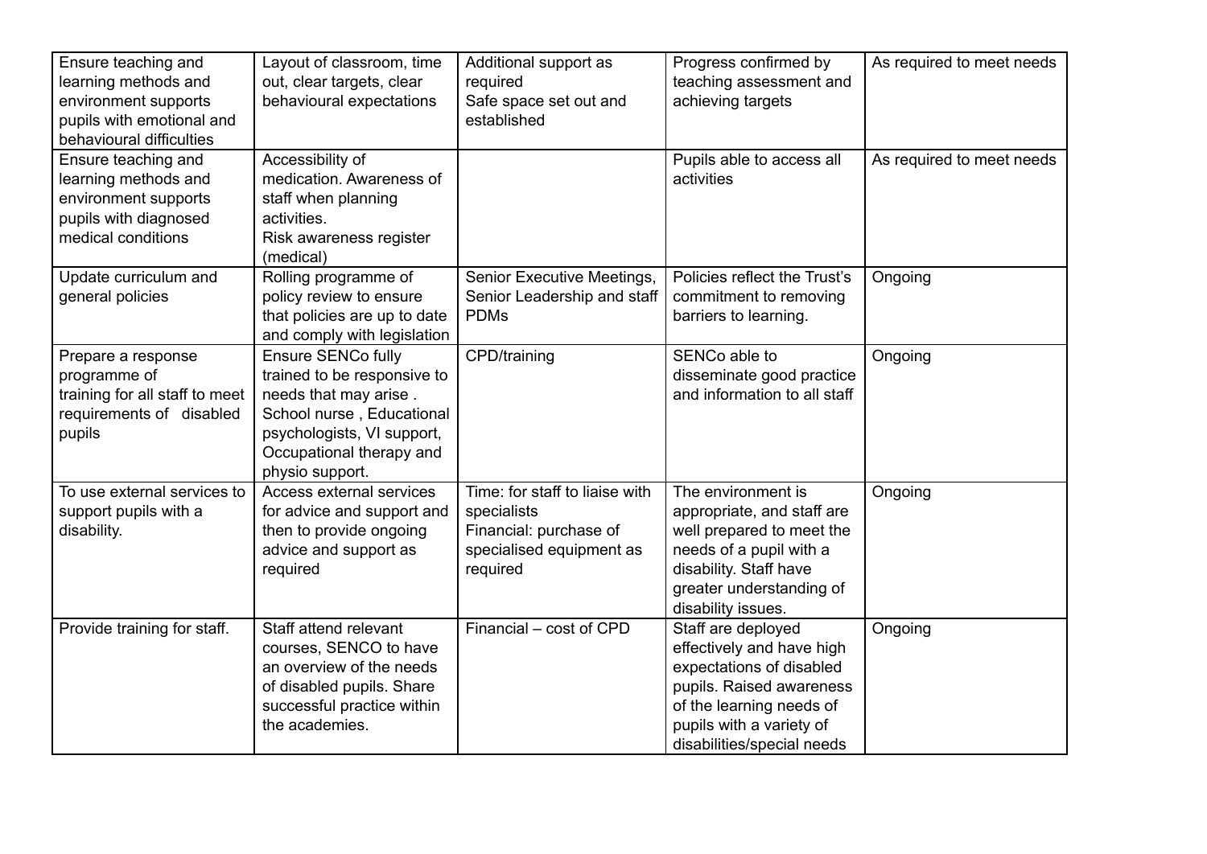| | | | | |
|---|---|---|---|---|
| Ensure teaching and learning methods and environment supports pupils with emotional and behavioural difficulties | Layout of classroom, time out, clear targets, clear behavioural expectations | Additional support as required<br>Safe space set out and established | Progress confirmed by teaching assessment and achieving targets | As required to meet needs |
| Ensure teaching and learning methods and environment supports pupils with diagnosed medical conditions | Accessibility of medication. Awareness of staff when planning activities.<br>Risk awareness register (medical) | | Pupils able to access all activities | As required to meet needs |
| Update curriculum and general policies | Rolling programme of policy review to ensure that policies are up to date and comply with legislation | Senior Executive Meetings, Senior Leadership and staff PDMs | Policies reflect the Trust's commitment to removing barriers to learning. | Ongoing |
| Prepare a response programme of training for all staff to meet requirements of disabled pupils | Ensure SENCo fully trained to be responsive to needs that may arise .<br>School nurse , Educational psychologists, VI support, Occupational therapy and physio support. | CPD/training | SENCo able to disseminate good practice and information to all staff | Ongoing |
| To use external services to support pupils with a disability. | Access external services for advice and support and then to provide ongoing advice and support as required | Time: for staff to liaise with specialists<br>Financial: purchase of specialised equipment as required | The environment is appropriate, and staff are well prepared to meet the needs of a pupil with a disability. Staff have greater understanding of disability issues. | Ongoing |
| Provide training for staff. | Staff attend relevant courses, SENCO to have an overview of the needs of disabled pupils. Share successful practice within the academies. | Financial – cost of CPD | Staff are deployed effectively and have high expectations of disabled pupils. Raised awareness of the learning needs of pupils with a variety of disabilities/special needs | Ongoing |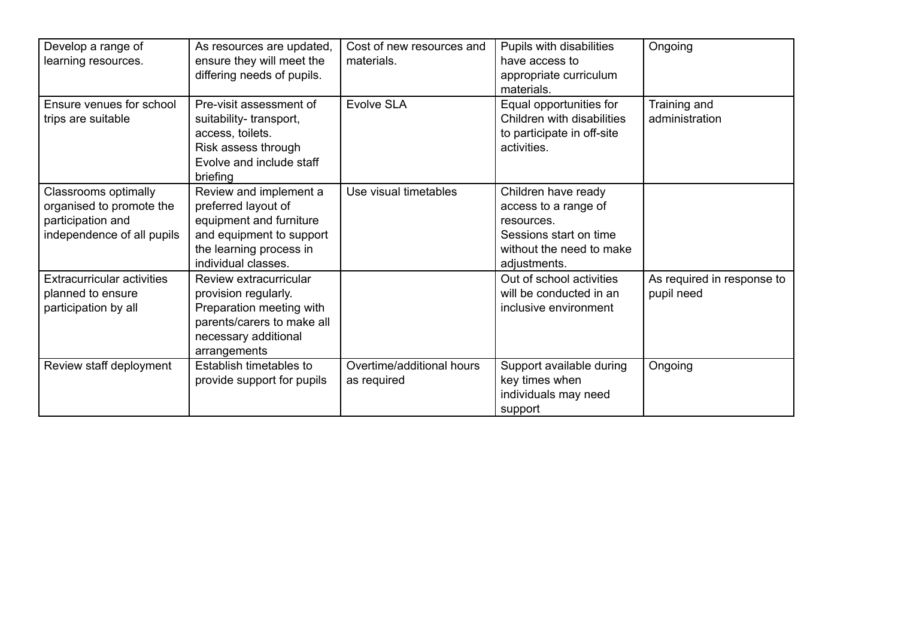| Develop a range of learning resources. | As resources are updated, ensure they will meet the differing needs of pupils. | Cost of new resources and materials. | Pupils with disabilities have access to appropriate curriculum materials. | Ongoing |
|---|---|---|---|---|
| Ensure venues for school trips are suitable | Pre-visit assessment of suitability- transport, access, toilets. Risk assess through Evolve and include staff briefing | Evolve SLA | Equal opportunities for Children with disabilities to participate in off-site activities. | Training and administration |
| Classrooms optimally organised to promote the participation and independence of all pupils | Review and implement a preferred layout of equipment and furniture and equipment to support the learning process in individual classes. | Use visual timetables | Children have ready access to a range of resources. Sessions start on time without the need to make adjustments. | |
| Extracurricular activities planned to ensure participation by all | Review extracurricular provision regularly. Preparation meeting with parents/carers to make all necessary additional arrangements | | Out of school activities will be conducted in an inclusive environment | As required in response to pupil need |
| Review staff deployment | Establish timetables to provide support for pupils | Overtime/additional hours as required | Support available during key times when individuals may need support | Ongoing |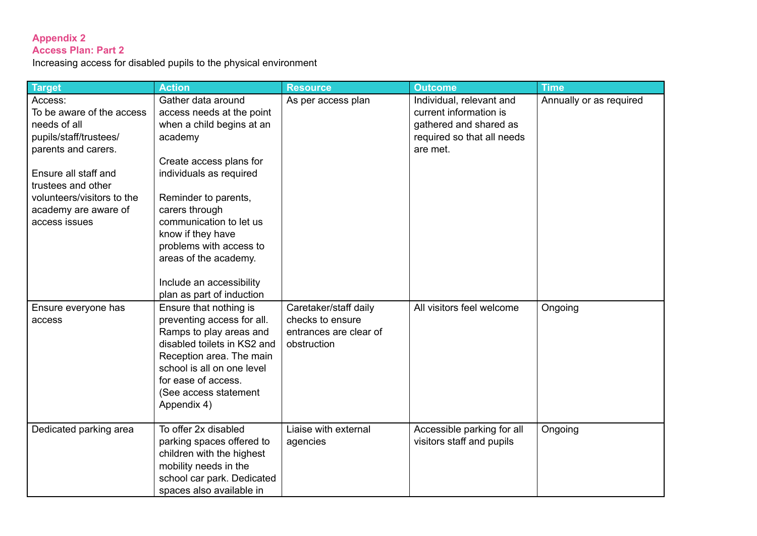**Appendix 2**
**Access Plan: Part 2**

Increasing access for disabled pupils to the physical environment

| Target | Action | Resource | Outcome | Time |
|---|---|---|---|---|
| Access:<br>To be aware of the access needs of all pupils/staff/trustees/ parents and carers.<br><br>Ensure all staff and trustees and other volunteers/visitors to the academy are aware of access issues | Gather data around access needs at the point when a child begins at an academy<br><br>Create access plans for individuals as required<br><br>Reminder to parents, carers through communication to let us know if they have problems with access to areas of the academy.<br><br>Include an accessibility plan as part of induction | As per access plan | Individual, relevant and current information is gathered and shared as required so that all needs are met. | Annually or as required |
| Ensure everyone has access | Ensure that nothing is preventing access for all. Ramps to play areas and disabled toilets in KS2 and Reception area. The main school is all on one level for ease of access.<br>(See access statement Appendix 4) | Caretaker/staff daily checks to ensure entrances are clear of obstruction | All visitors feel welcome | Ongoing |
| Dedicated parking area | To offer 2x disabled parking spaces offered to children with the highest mobility needs in the school car park. Dedicated spaces also available in | Liaise with external agencies | Accessible parking for all visitors staff and pupils | Ongoing |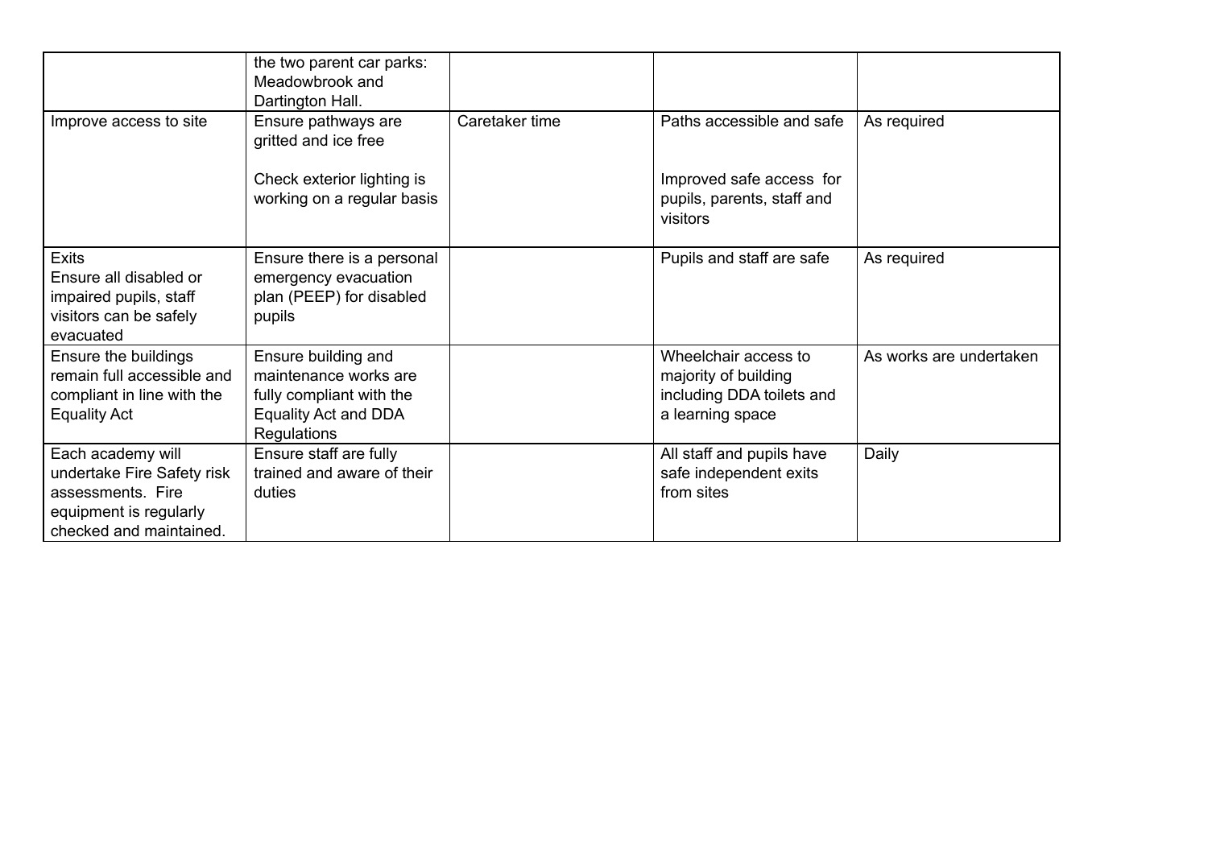| | | | | |
|---|---|---|---|---|
| | the two parent car parks: Meadowbrook and Dartington Hall. | | | |
| Improve access to site | Ensure pathways are gritted and ice free<br><br>Check exterior lighting is working on a regular basis | Caretaker time | Paths accessible and safe<br><br>Improved safe access for pupils, parents, staff and visitors | As required |
| Exits<br>Ensure all disabled or impaired pupils, staff visitors can be safely evacuated | Ensure there is a personal emergency evacuation plan (PEEP) for disabled pupils | | Pupils and staff are safe | As required |
| Ensure the buildings remain full accessible and compliant in line with the Equality Act | Ensure building and maintenance works are fully compliant with the Equality Act and DDA Regulations | | Wheelchair access to majority of building including DDA toilets and a learning space | As works are undertaken |
| Each academy will undertake Fire Safety risk assessments. Fire equipment is regularly checked and maintained. | Ensure staff are fully trained and aware of their duties | | All staff and pupils have safe independent exits from sites | Daily |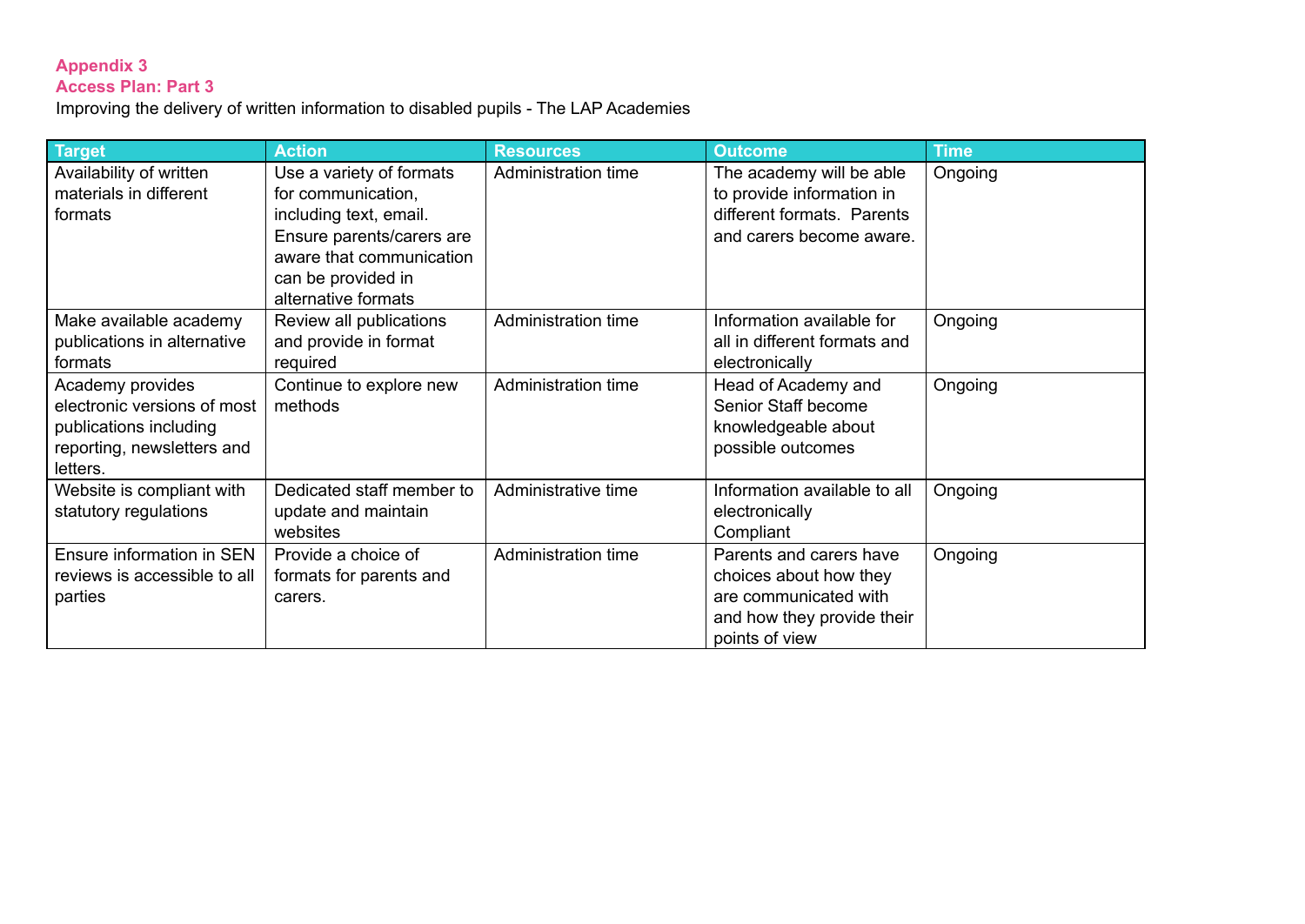**Appendix 3**
**Access Plan: Part 3**

Improving the delivery of written information to disabled pupils - The LAP Academies

| Target | Action | Resources | Outcome | Time |
|---|---|---|---|---|
| Availability of written materials in different formats | Use a variety of formats for communication, including text, email. Ensure parents/carers are aware that communication can be provided in alternative formats | Administration time | The academy will be able to provide information in different formats. Parents and carers become aware. | Ongoing |
| Make available academy publications in alternative formats | Review all publications and provide in format required | Administration time | Information available for all in different formats and electronically | Ongoing |
| Academy provides electronic versions of most publications including reporting, newsletters and letters. | Continue to explore new methods | Administration time | Head of Academy and Senior Staff become knowledgeable about possible outcomes | Ongoing |
| Website is compliant with statutory regulations | Dedicated staff member to update and maintain websites | Administrative time | Information available to all electronically<br>Compliant | Ongoing |
| Ensure information in SEN reviews is accessible to all parties | Provide a choice of formats for parents and carers. | Administration time | Parents and carers have choices about how they are communicated with and how they provide their points of view | Ongoing |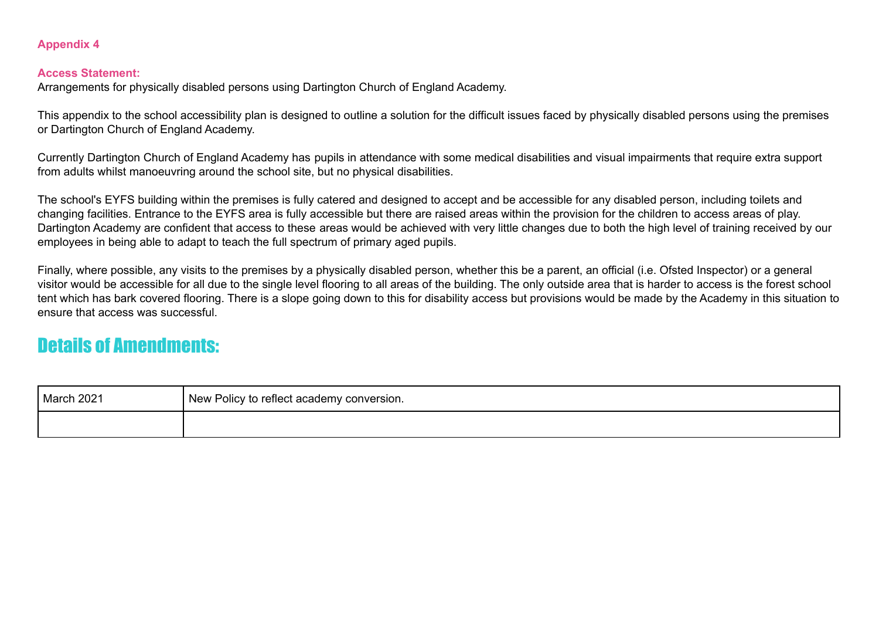**Appendix 4**

**Access Statement:**
Arrangements for physically disabled persons using Dartington Church of England Academy.

This appendix to the school accessibility plan is designed to outline a solution for the difficult issues faced by physically disabled persons using the premises or Dartington Church of England Academy.

Currently Dartington Church of England Academy has pupils in attendance with some medical disabilities and visual impairments that require extra support from adults whilst manoeuvring around the school site, but no physical disabilities.

The school's EYFS building within the premises is fully catered and designed to accept and be accessible for any disabled person, including toilets and changing facilities. Entrance to the EYFS area is fully accessible but there are raised areas within the provision for the children to access areas of play. Dartington Academy are confident that access to these areas would be achieved with very little changes due to both the high level of training received by our employees in being able to adapt to teach the full spectrum of primary aged pupils.

Finally, where possible, any visits to the premises by a physically disabled person, whether this be a parent, an official (i.e. Ofsted Inspector) or a general visitor would be accessible for all due to the single level flooring to all areas of the building. The only outside area that is harder to access is the forest school tent which has bark covered flooring. There is a slope going down to this for disability access but provisions would be made by the Academy in this situation to ensure that access was successful.

## Details of Amendments:

| | |
|---|---|
| March 2021 | New Policy to reflect academy conversion. |
| | |